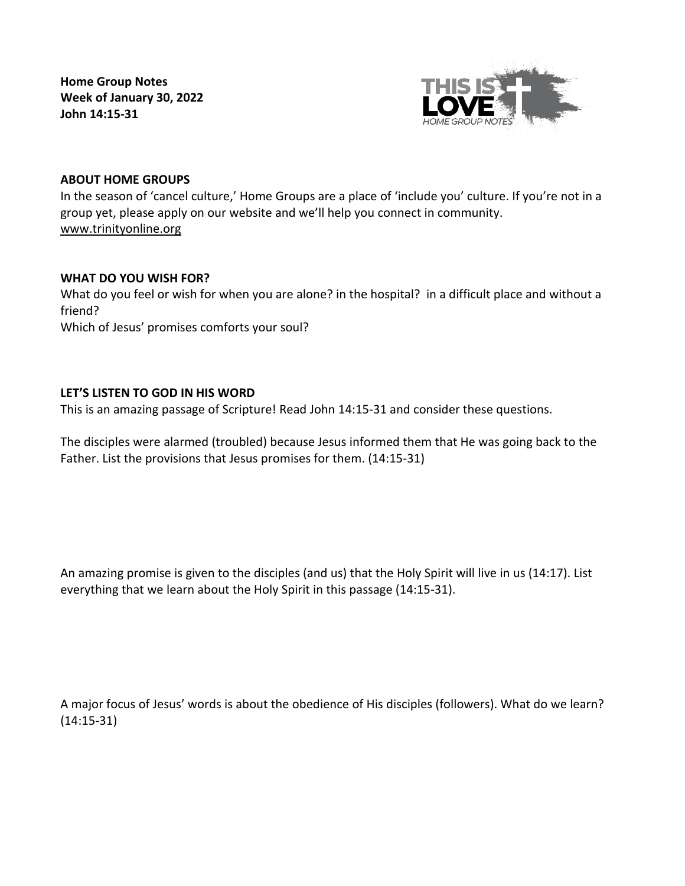**Home Group Notes**
**Week of January 30, 2022**
**John 14:15-31**

## ABOUT HOME GROUPS

In the season of 'cancel culture,' Home Groups are a place of 'include you' culture. If you're not in a group yet, please apply on our website and we'll help you connect in community. www.trinityonline.org

## WHAT DO YOU WISH FOR?

What do you feel or wish for when you are alone? in the hospital? in a difficult place and without a friend?
Which of Jesus' promises comforts your soul?

## LET'S LISTEN TO GOD IN HIS WORD

This is an amazing passage of Scripture! Read John 14:15-31 and consider these questions.

The disciples were alarmed (troubled) because Jesus informed them that He was going back to the Father. List the provisions that Jesus promises for them. (14:15-31)

An amazing promise is given to the disciples (and us) that the Holy Spirit will live in us (14:17). List everything that we learn about the Holy Spirit in this passage (14:15-31).

A major focus of Jesus' words is about the obedience of His disciples (followers). What do we learn? (14:15-31)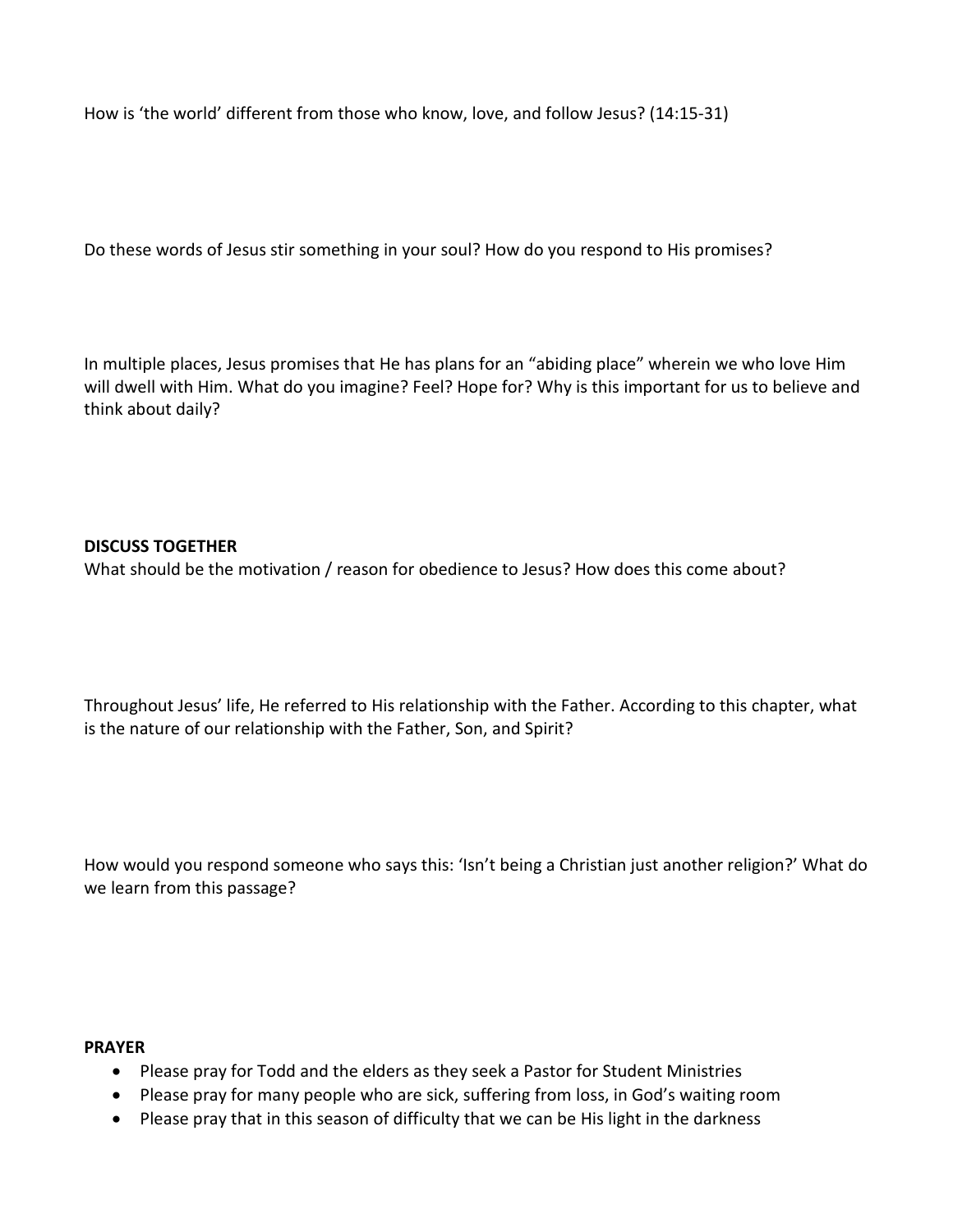How is 'the world' different from those who know, love, and follow Jesus? (14:15-31)

Do these words of Jesus stir something in your soul? How do you respond to His promises?

In multiple places, Jesus promises that He has plans for an "abiding place" wherein we who love Him will dwell with Him. What do you imagine? Feel? Hope for? Why is this important for us to believe and think about daily?

**DISCUSS TOGETHER**

What should be the motivation / reason for obedience to Jesus? How does this come about?

Throughout Jesus' life, He referred to His relationship with the Father. According to this chapter, what is the nature of our relationship with the Father, Son, and Spirit?

How would you respond someone who says this: 'Isn't being a Christian just another religion?' What do we learn from this passage?

**PRAYER**

- Please pray for Todd and the elders as they seek a Pastor for Student Ministries
- Please pray for many people who are sick, suffering from loss, in God's waiting room
- Please pray that in this season of difficulty that we can be His light in the darkness